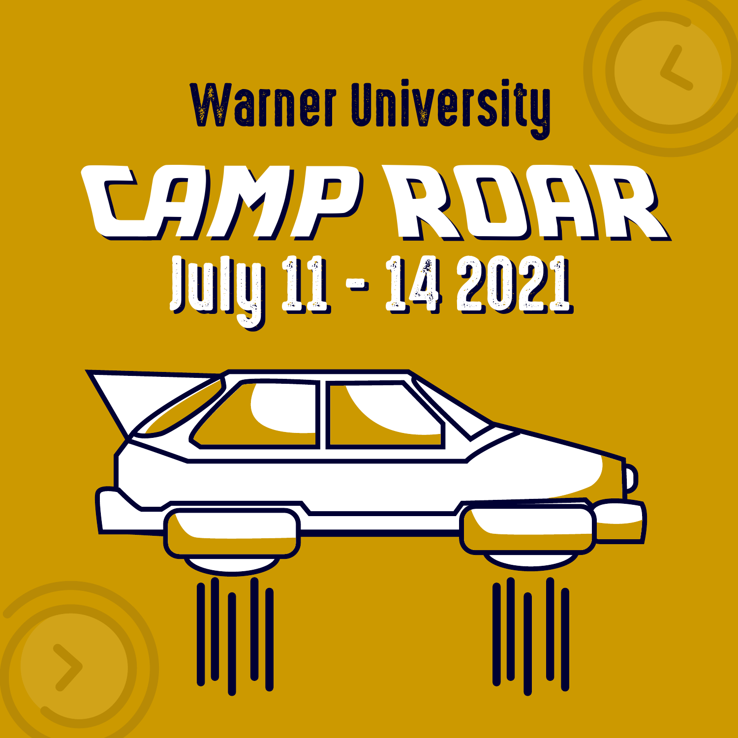Warner University

# CAMP ROAR

July 11 - 14 2021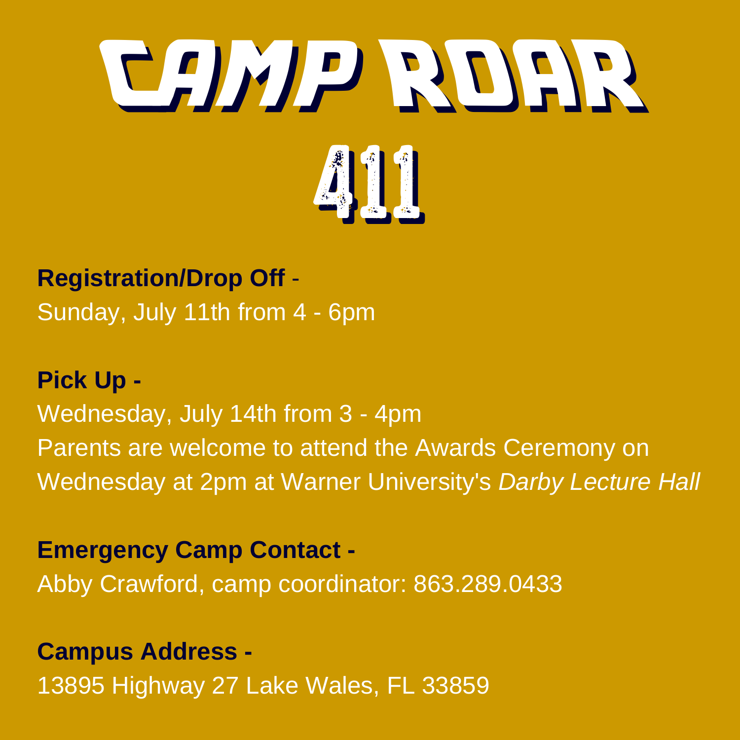# CAMP ROAR

## 411

**Registration/Drop Off** -
Sunday, July 11th from 4 - 6pm

**Pick Up -**
Wednesday, July 14th from 3 - 4pm
Parents are welcome to attend the Awards Ceremony on Wednesday at 2pm at Warner University's *Darby Lecture Hall*

**Emergency Camp Contact -**
Abby Crawford, camp coordinator: 863.289.0433

**Campus Address -**
13895 Highway 27 Lake Wales, FL 33859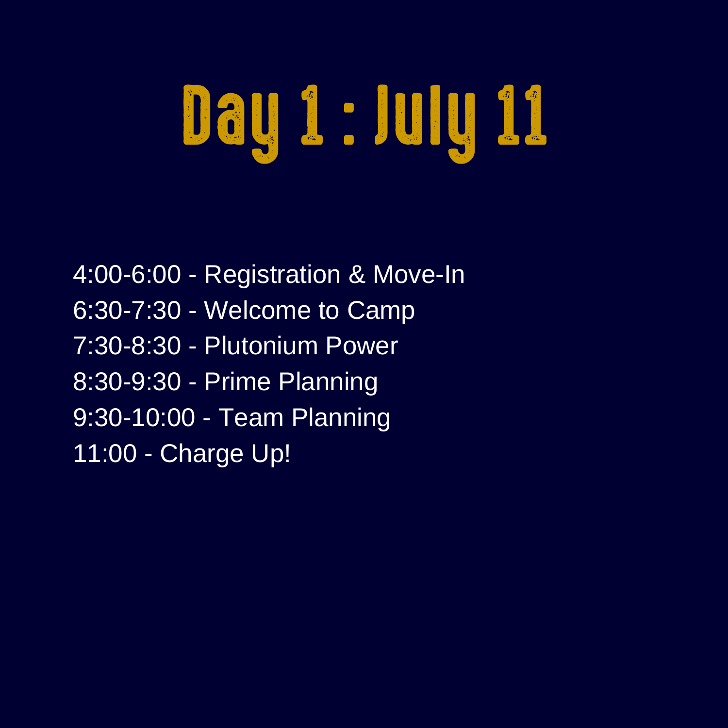# Day 1 : July 11

4:00-6:00 - Registration & Move-In
6:30-7:30 - Welcome to Camp
7:30-8:30 - Plutonium Power
8:30-9:30 - Prime Planning
9:30-10:00 - Team Planning
11:00 - Charge Up!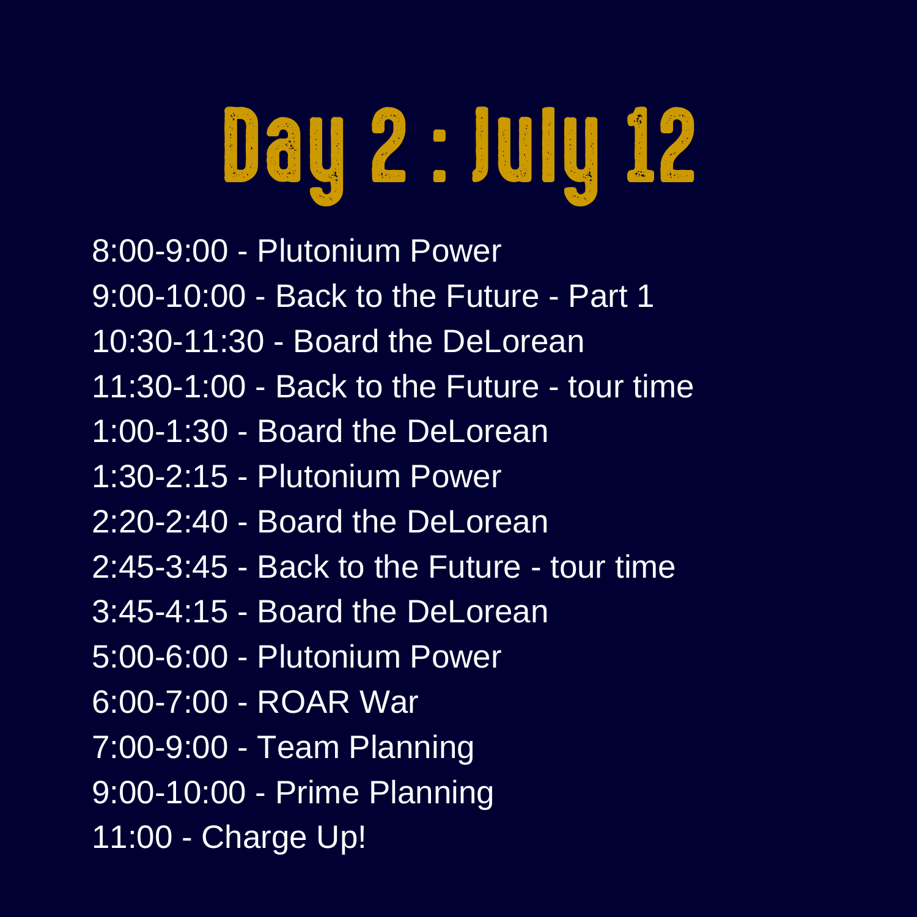# Day 2 : July 12

8:00-9:00 - Plutonium Power
9:00-10:00 - Back to the Future - Part 1
10:30-11:30 - Board the DeLorean
11:30-1:00 - Back to the Future - tour time
1:00-1:30 - Board the DeLorean
1:30-2:15 - Plutonium Power
2:20-2:40 - Board the DeLorean
2:45-3:45 - Back to the Future - tour time
3:45-4:15 - Board the DeLorean
5:00-6:00 - Plutonium Power
6:00-7:00 - ROAR War
7:00-9:00 - Team Planning
9:00-10:00 - Prime Planning
11:00 - Charge Up!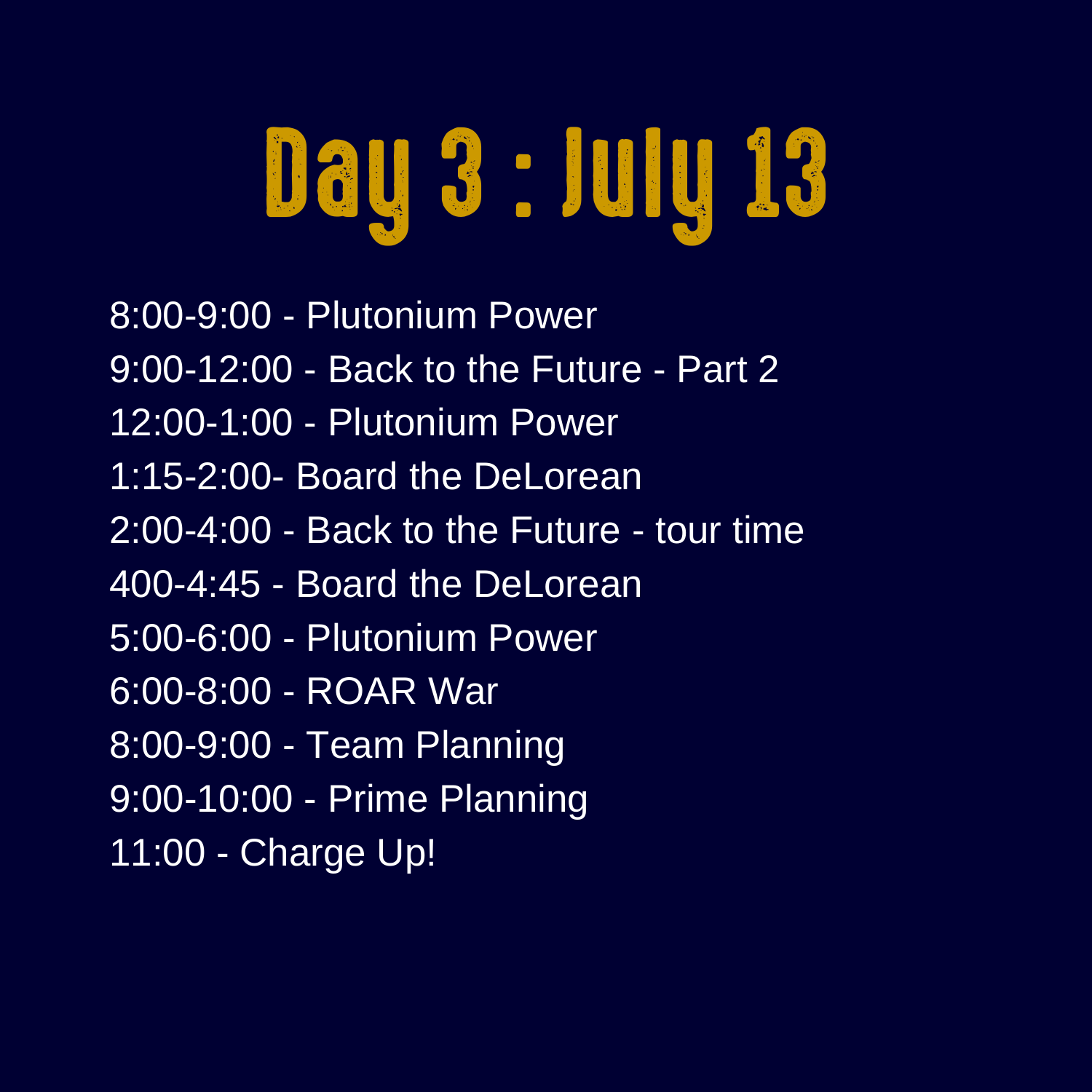# Day 3 : July 13

8:00-9:00 - Plutonium Power
9:00-12:00 - Back to the Future - Part 2
12:00-1:00 - Plutonium Power
1:15-2:00- Board the DeLorean
2:00-4:00 - Back to the Future - tour time
400-4:45 - Board the DeLorean
5:00-6:00 - Plutonium Power
6:00-8:00 - ROAR War
8:00-9:00 - Team Planning
9:00-10:00 - Prime Planning
11:00 - Charge Up!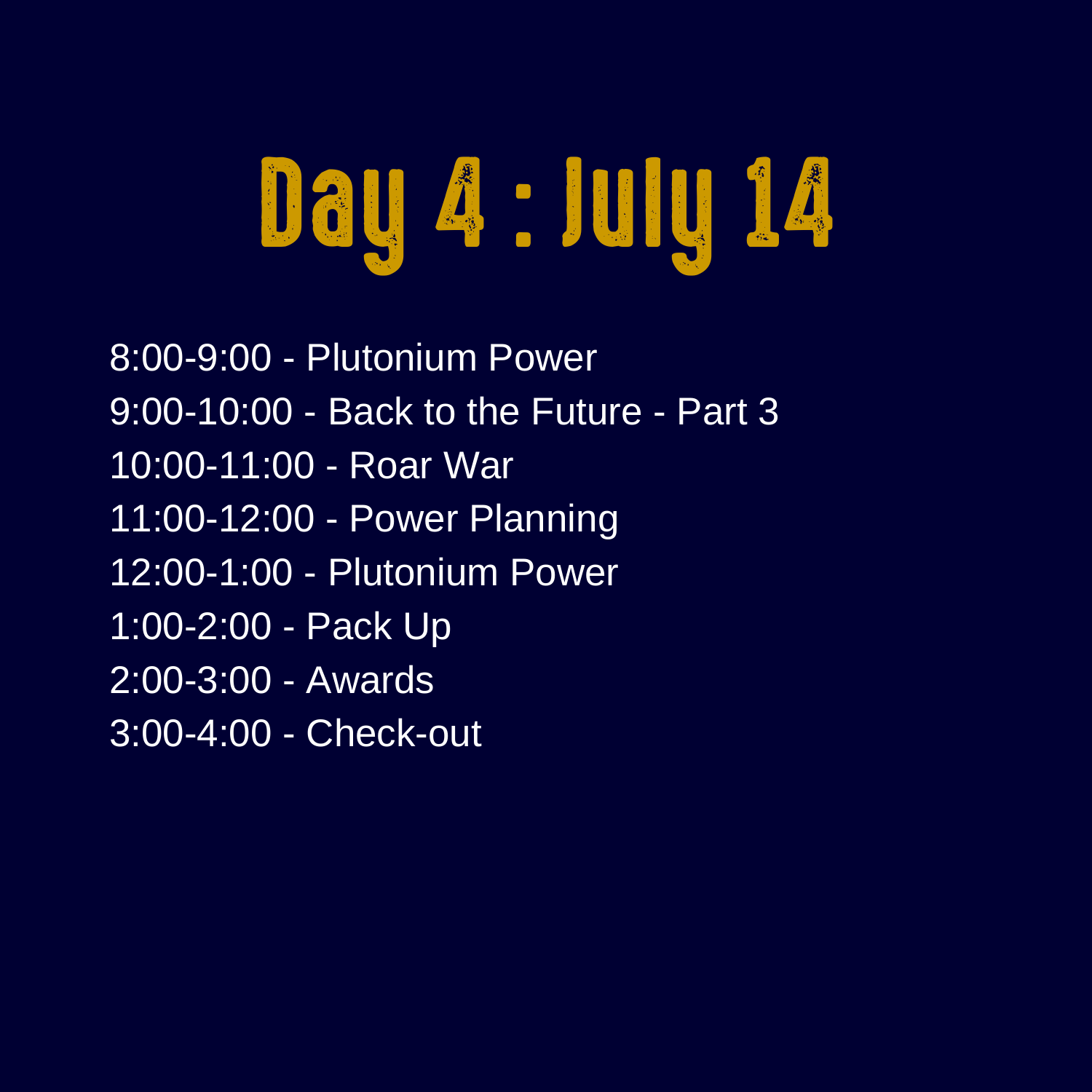# Day 4 : July 14

8:00-9:00 - Plutonium Power
9:00-10:00 - Back to the Future - Part 3
10:00-11:00 - Roar War
11:00-12:00 - Power Planning
12:00-1:00 - Plutonium Power
1:00-2:00 - Pack Up
2:00-3:00 - Awards
3:00-4:00 - Check-out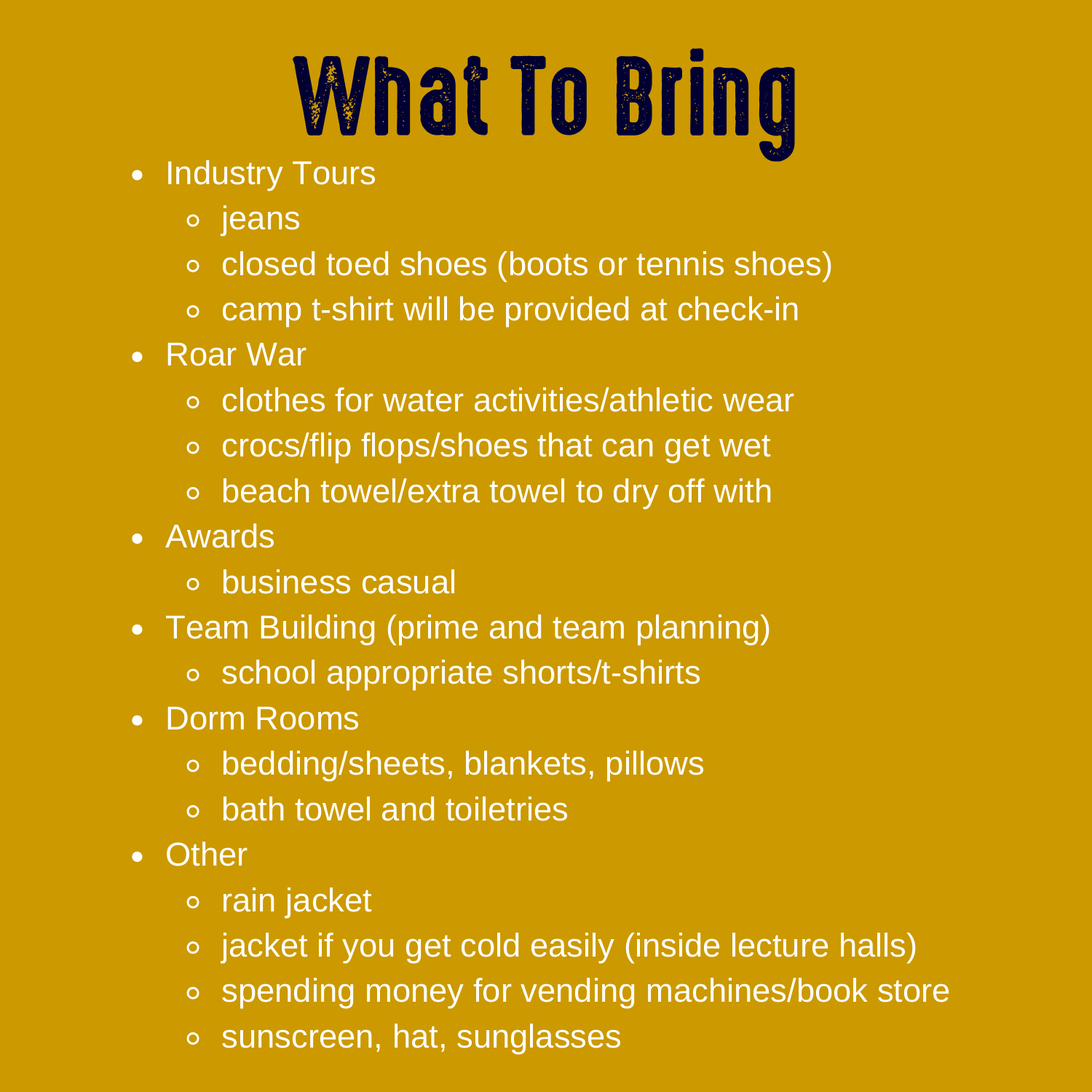# What To Bring

- Industry Tours
  - jeans
  - closed toed shoes (boots or tennis shoes)
  - camp t-shirt will be provided at check-in
- Roar War
  - clothes for water activities/athletic wear
  - crocs/flip flops/shoes that can get wet
  - beach towel/extra towel to dry off with
- Awards
  - business casual
- Team Building (prime and team planning)
  - school appropriate shorts/t-shirts
- Dorm Rooms
  - bedding/sheets, blankets, pillows
  - bath towel and toiletries
- Other
  - rain jacket
  - jacket if you get cold easily (inside lecture halls)
  - spending money for vending machines/book store
  - sunscreen, hat, sunglasses